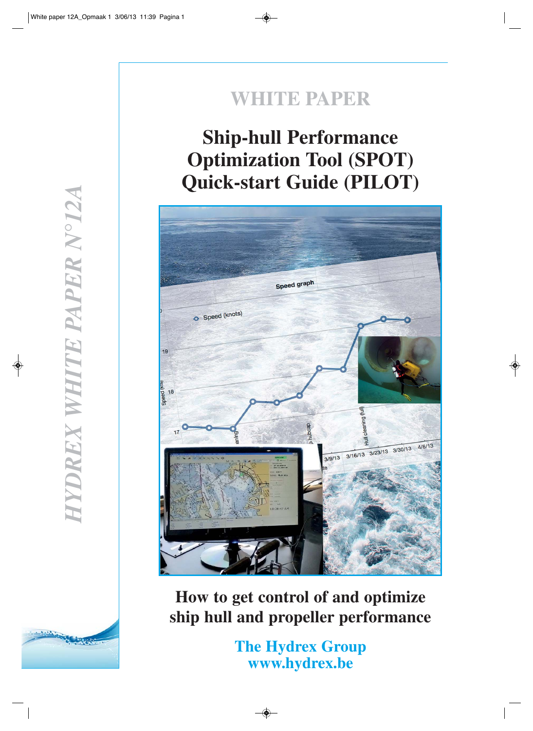# WHITE PAPER

# Ship-hull Performance Optimization Tool (SPOT) Quick-start Guide (PILOT)

## How to get control of and optimize ship hull and propeller performance

**The Hydrex Group**
**www.hydrex.be**

*HYDREX WHITE PAPER N°12A*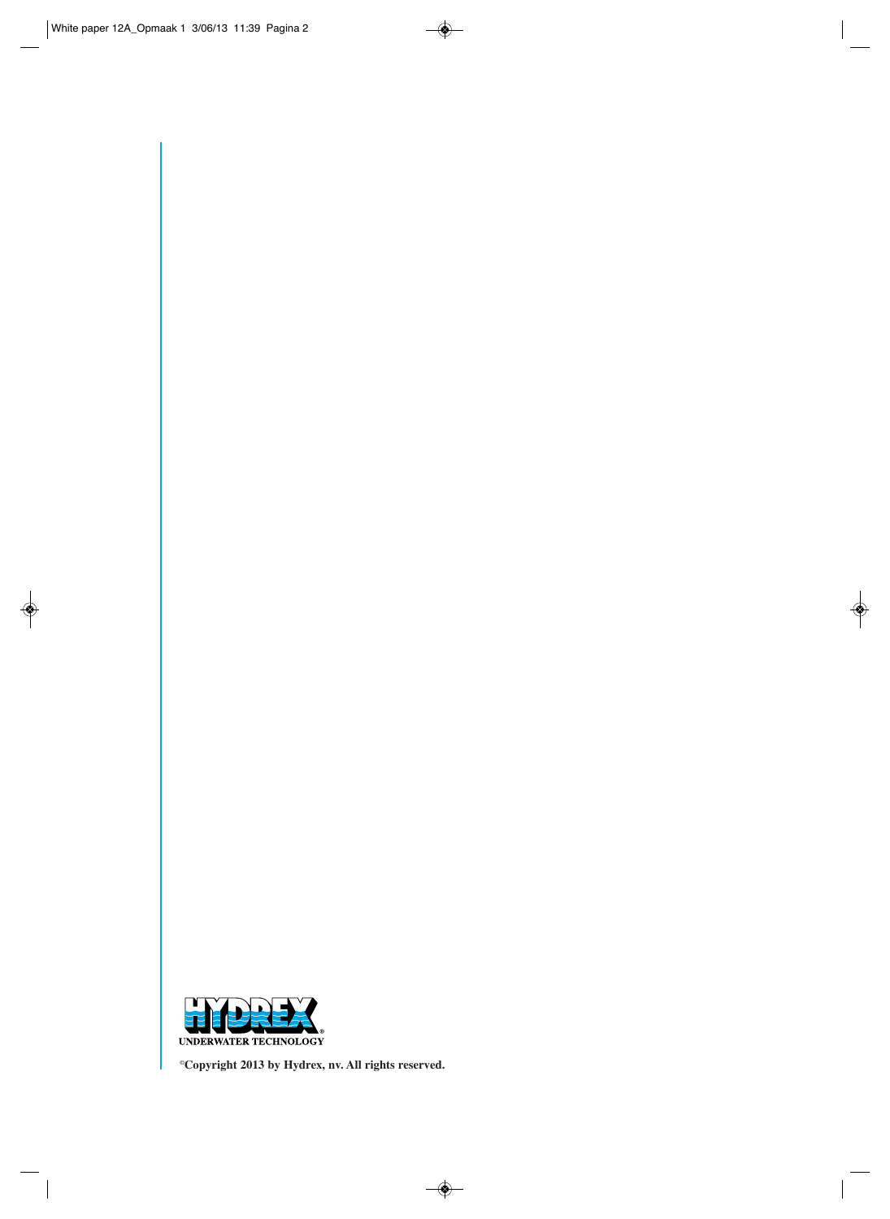HYDREX

UNDERWATER TECHNOLOGY

**©Copyright 2013 by Hydrex, nv. All rights reserved.**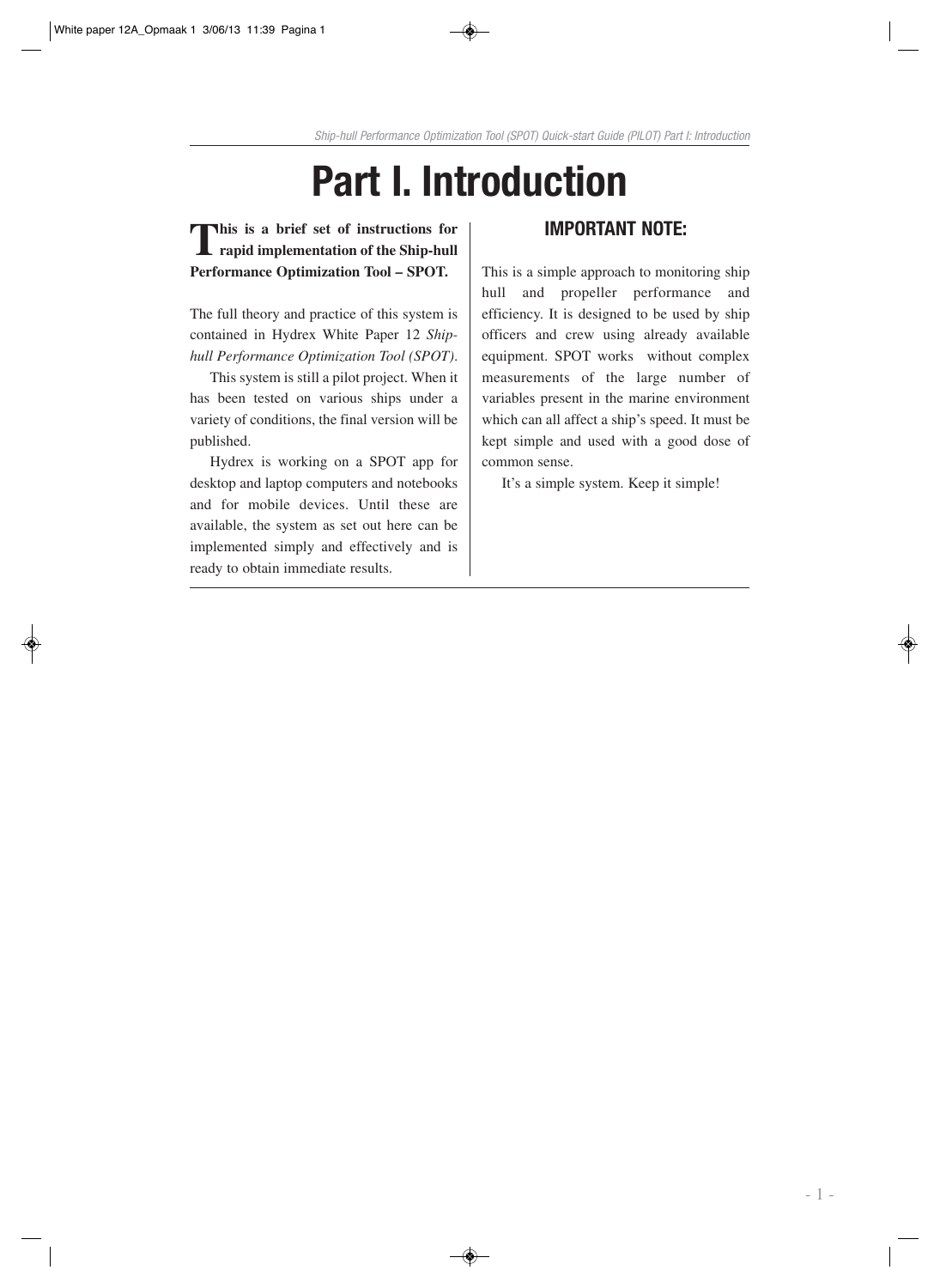# Part I. Introduction

**This is a brief set of instructions for rapid implementation of the Ship-hull Performance Optimization Tool – SPOT.**

The full theory and practice of this system is contained in Hydrex White Paper 12 *Ship-hull Performance Optimization Tool (SPOT)*.

This system is still a pilot project. When it has been tested on various ships under a variety of conditions, the final version will be published.

Hydrex is working on a SPOT app for desktop and laptop computers and notebooks and for mobile devices. Until these are available, the system as set out here can be implemented simply and effectively and is ready to obtain immediate results.

## IMPORTANT NOTE:

This is a simple approach to monitoring ship hull and propeller performance and efficiency. It is designed to be used by ship officers and crew using already available equipment. SPOT works without complex measurements of the large number of variables present in the marine environment which can all affect a ship's speed. It must be kept simple and used with a good dose of common sense.

It's a simple system. Keep it simple!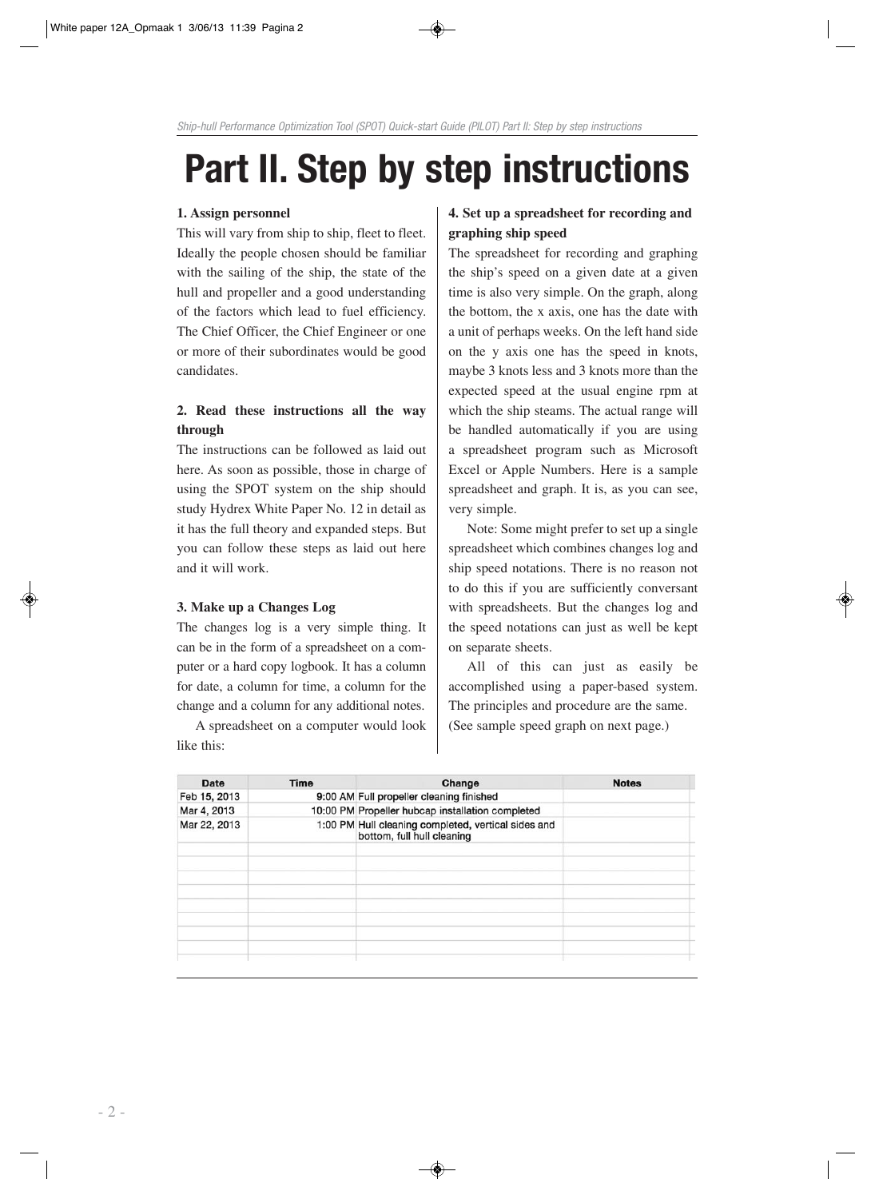# Part II. Step by step instructions

### 1. Assign personnel

This will vary from ship to ship, fleet to fleet. Ideally the people chosen should be familiar with the sailing of the ship, the state of the hull and propeller and a good understanding of the factors which lead to fuel efficiency. The Chief Officer, the Chief Engineer or one or more of their subordinates would be good candidates.

### 2. Read these instructions all the way through

The instructions can be followed as laid out here. As soon as possible, those in charge of using the SPOT system on the ship should study Hydrex White Paper No. 12 in detail as it has the full theory and expanded steps. But you can follow these steps as laid out here and it will work.

### 3. Make up a Changes Log

The changes log is a very simple thing. It can be in the form of a spreadsheet on a computer or a hard copy logbook. It has a column for date, a column for time, a column for the change and a column for any additional notes.

A spreadsheet on a computer would look like this:

| Date | Time | Change | Notes |
|---|---|---|---|
| Feb 15, 2013 | 9:00 AM | Full propeller cleaning finished | |
| Mar 4, 2013 | 10:00 PM | Propeller hubcap installation completed | |
| Mar 22, 2013 | 1:00 PM | Hull cleaning completed, vertical sides and bottom, full hull cleaning | |
| | | | |
| | | | |
| | | | |
| | | | |
| | | | |
| | | | |
| | | | |
| | | | |

### 4. Set up a spreadsheet for recording and graphing ship speed

The spreadsheet for recording and graphing the ship's speed on a given date at a given time is also very simple. On the graph, along the bottom, the x axis, one has the date with a unit of perhaps weeks. On the left hand side on the y axis one has the speed in knots, maybe 3 knots less and 3 knots more than the expected speed at the usual engine rpm at which the ship steams. The actual range will be handled automatically if you are using a spreadsheet program such as Microsoft Excel or Apple Numbers. Here is a sample spreadsheet and graph. It is, as you can see, very simple.

Note: Some might prefer to set up a single spreadsheet which combines changes log and ship speed notations. There is no reason not to do this if you are sufficiently conversant with spreadsheets. But the changes log and the speed notations can just as well be kept on separate sheets.

All of this can just as easily be accomplished using a paper-based system. The principles and procedure are the same. (See sample speed graph on next page.)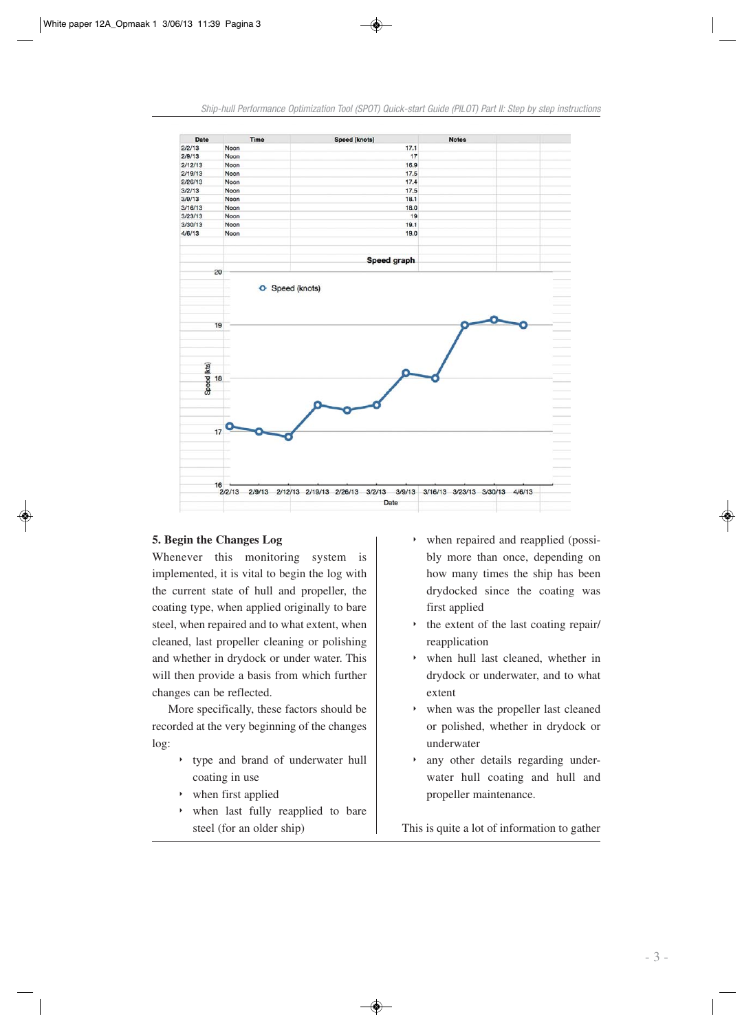| Date | Time | Speed (knots) | Notes |
|---|---|---|---|
| 2/2/13 | Noon | 17.1 | |
| 2/9/13 | Noon | 17 | |
| 2/12/13 | Noon | 16.9 | |
| 2/19/13 | Noon | 17.5 | |
| 2/26/13 | Noon | 17.4 | |
| 3/2/13 | Noon | 17.5 | |
| 3/9/13 | Noon | 18.1 | |
| 3/16/13 | Noon | 18.0 | |
| 3/23/13 | Noon | 19 | |
| 3/30/13 | Noon | 19.1 | |
| 4/6/13 | Noon | 19.0 | |

**Speed graph**

## 5. Begin the Changes Log

Whenever this monitoring system is implemented, it is vital to begin the log with the current state of hull and propeller, the coating type, when applied originally to bare steel, when repaired and to what extent, when cleaned, last propeller cleaning or polishing and whether in drydock or under water. This will then provide a basis from which further changes can be reflected.

More specifically, these factors should be recorded at the very beginning of the changes log:

- type and brand of underwater hull coating in use
- when first applied
- when last fully reapplied to bare steel (for an older ship)
- when repaired and reapplied (possibly more than once, depending on how many times the ship has been drydocked since the coating was first applied
- the extent of the last coating repair/reapplication
- when hull last cleaned, whether in drydock or underwater, and to what extent
- when was the propeller last cleaned or polished, whether in drydock or underwater
- any other details regarding underwater hull coating and hull and propeller maintenance.

This is quite a lot of information to gather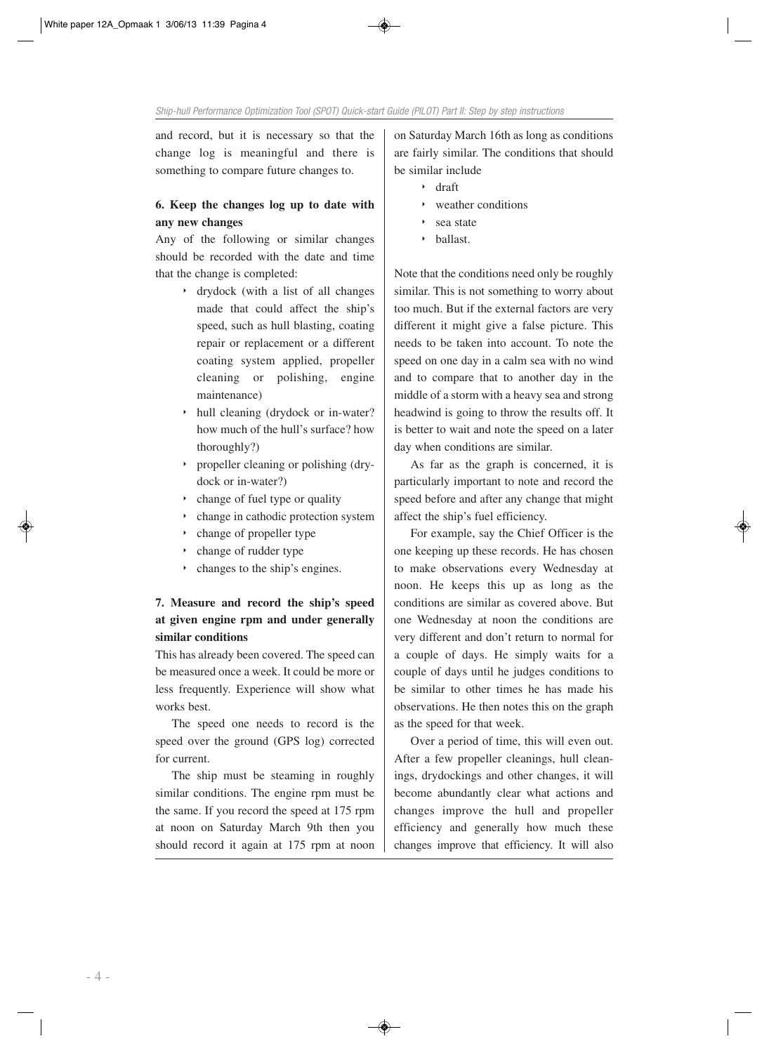and record, but it is necessary so that the change log is meaningful and there is something to compare future changes to.

### 6. Keep the changes log up to date with any new changes

Any of the following or similar changes should be recorded with the date and time that the change is completed:

- drydock (with a list of all changes made that could affect the ship's speed, such as hull blasting, coating repair or replacement or a different coating system applied, propeller cleaning or polishing, engine maintenance)
- hull cleaning (drydock or in-water? how much of the hull's surface? how thoroughly?)
- propeller cleaning or polishing (drydock or in-water?)
- change of fuel type or quality
- change in cathodic protection system
- change of propeller type
- change of rudder type
- changes to the ship's engines.

### 7. Measure and record the ship's speed at given engine rpm and under generally similar conditions

This has already been covered. The speed can be measured once a week. It could be more or less frequently. Experience will show what works best.

The speed one needs to record is the speed over the ground (GPS log) corrected for current.

The ship must be steaming in roughly similar conditions. The engine rpm must be the same. If you record the speed at 175 rpm at noon on Saturday March 9th then you should record it again at 175 rpm at noon on Saturday March 16th as long as conditions are fairly similar. The conditions that should be similar include

- draft
- weather conditions
- sea state
- ballast.

Note that the conditions need only be roughly similar. This is not something to worry about too much. But if the external factors are very different it might give a false picture. This needs to be taken into account. To note the speed on one day in a calm sea with no wind and to compare that to another day in the middle of a storm with a heavy sea and strong headwind is going to throw the results off. It is better to wait and note the speed on a later day when conditions are similar.

As far as the graph is concerned, it is particularly important to note and record the speed before and after any change that might affect the ship's fuel efficiency.

For example, say the Chief Officer is the one keeping up these records. He has chosen to make observations every Wednesday at noon. He keeps this up as long as the conditions are similar as covered above. But one Wednesday at noon the conditions are very different and don't return to normal for a couple of days. He simply waits for a couple of days until he judges conditions to be similar to other times he has made his observations. He then notes this on the graph as the speed for that week.

Over a period of time, this will even out. After a few propeller cleanings, hull cleanings, drydockings and other changes, it will become abundantly clear what actions and changes improve the hull and propeller efficiency and generally how much these changes improve that efficiency. It will also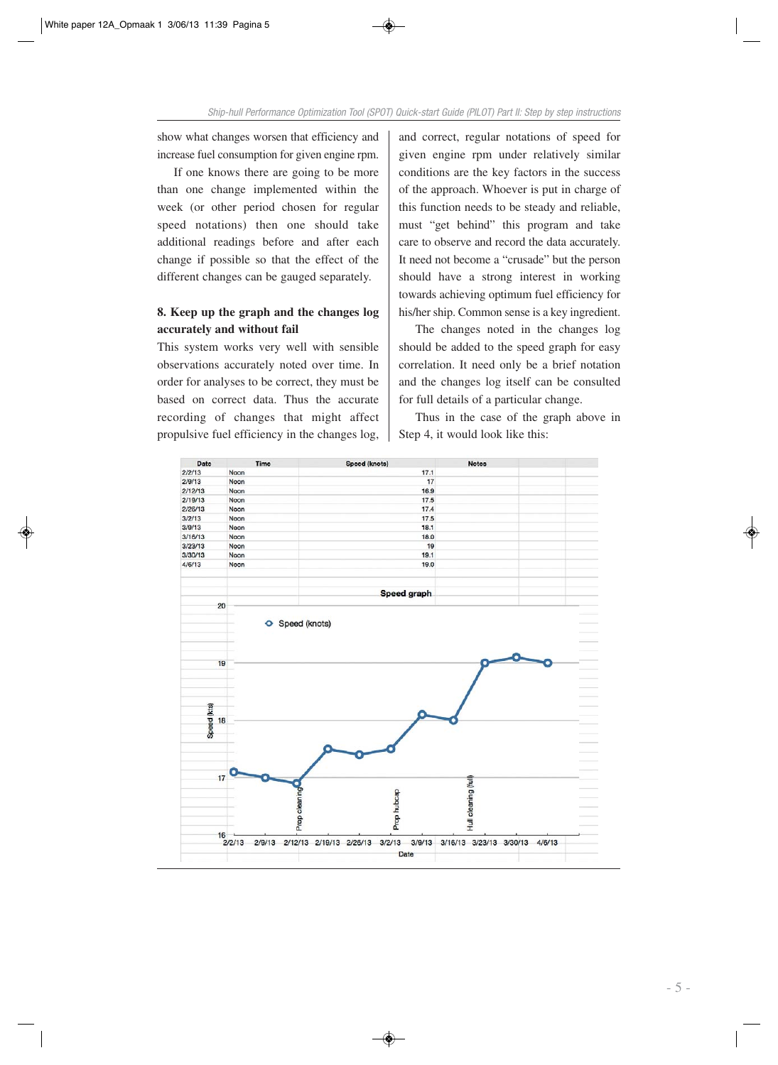show what changes worsen that efficiency and increase fuel consumption for given engine rpm.

If one knows there are going to be more than one change implemented within the week (or other period chosen for regular speed notations) then one should take additional readings before and after each change if possible so that the effect of the different changes can be gauged separately.

## 8. Keep up the graph and the changes log accurately and without fail

This system works very well with sensible observations accurately noted over time. In order for analyses to be correct, they must be based on correct data. Thus the accurate recording of changes that might affect propulsive fuel efficiency in the changes log, and correct, regular notations of speed for given engine rpm under relatively similar conditions are the key factors in the success of the approach. Whoever is put in charge of this function needs to be steady and reliable, must "get behind" this program and take care to observe and record the data accurately. It need not become a "crusade" but the person should have a strong interest in working towards achieving optimum fuel efficiency for his/her ship. Common sense is a key ingredient.

The changes noted in the changes log should be added to the speed graph for easy correlation. It need only be a brief notation and the changes log itself can be consulted for full details of a particular change.

Thus in the case of the graph above in Step 4, it would look like this:

| Date | Time | Speed (knots) | Notes |
|---|---|---|---|
| 2/2/13 | Noon | 17.1 | |
| 2/9/13 | Noon | 17 | |
| 2/12/13 | Noon | 16.9 | |
| 2/19/13 | Noon | 17.5 | |
| 2/26/13 | Noon | 17.4 | |
| 3/2/13 | Noon | 17.5 | |
| 3/9/13 | Noon | 18.1 | |
| 3/16/13 | Noon | 18.0 | |
| 3/23/13 | Noon | 19 | |
| 3/30/13 | Noon | 19.1 | |
| 4/6/13 | Noon | 19.0 | |

Speed graph

(Chart: Speed (knots) vs Date, from 2/2/13 to 4/6/13, with annotations "Prop cleaning", "Prop hubcap", "Hull cleaning (full)")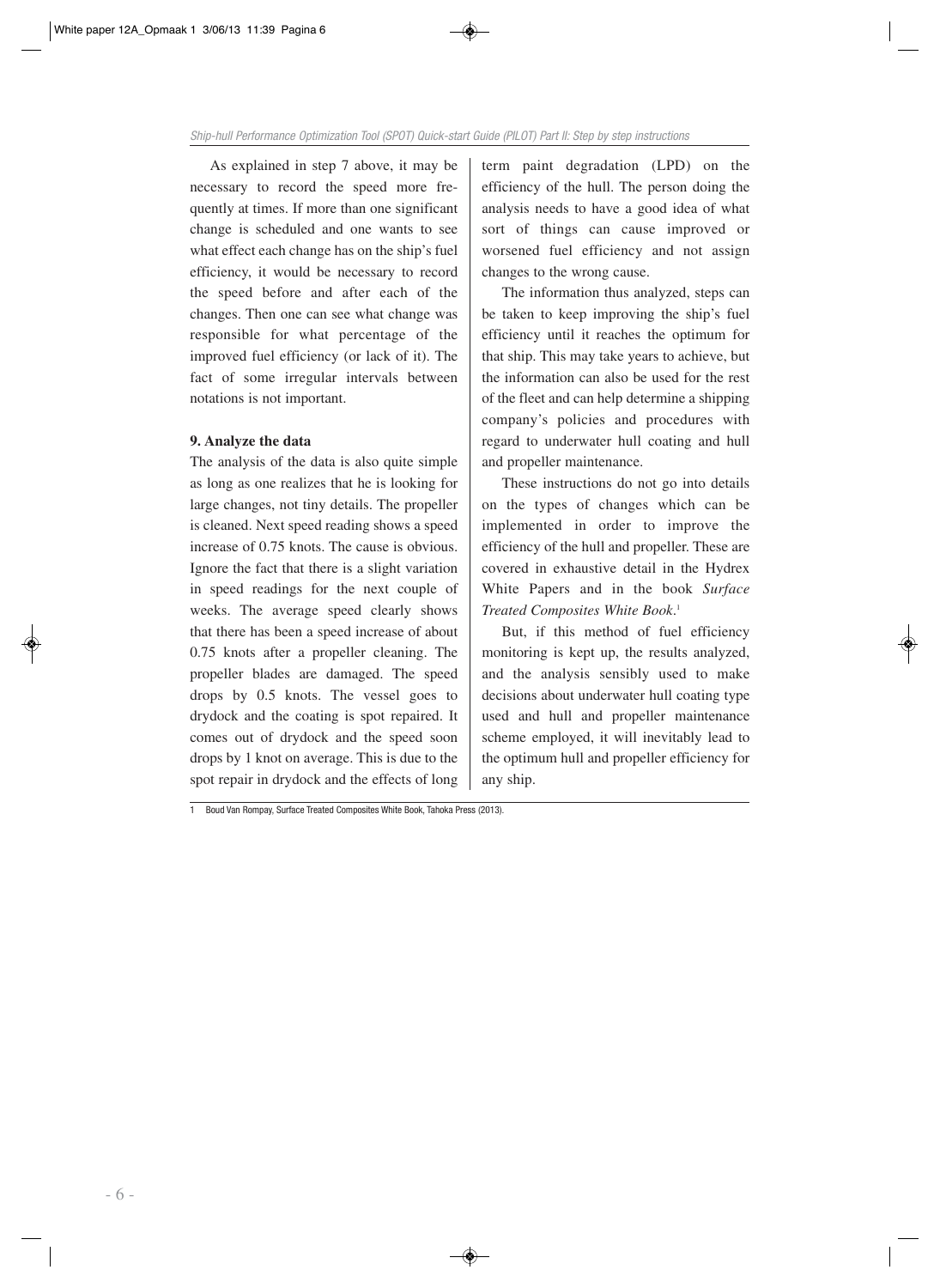As explained in step 7 above, it may be necessary to record the speed more frequently at times. If more than one significant change is scheduled and one wants to see what effect each change has on the ship's fuel efficiency, it would be necessary to record the speed before and after each of the changes. Then one can see what change was responsible for what percentage of the improved fuel efficiency (or lack of it). The fact of some irregular intervals between notations is not important.

**9. Analyze the data**

The analysis of the data is also quite simple as long as one realizes that he is looking for large changes, not tiny details. The propeller is cleaned. Next speed reading shows a speed increase of 0.75 knots. The cause is obvious. Ignore the fact that there is a slight variation in speed readings for the next couple of weeks. The average speed clearly shows that there has been a speed increase of about 0.75 knots after a propeller cleaning. The propeller blades are damaged. The speed drops by 0.5 knots. The vessel goes to drydock and the coating is spot repaired. It comes out of drydock and the speed soon drops by 1 knot on average. This is due to the spot repair in drydock and the effects of long term paint degradation (LPD) on the efficiency of the hull. The person doing the analysis needs to have a good idea of what sort of things can cause improved or worsened fuel efficiency and not assign changes to the wrong cause.

The information thus analyzed, steps can be taken to keep improving the ship's fuel efficiency until it reaches the optimum for that ship. This may take years to achieve, but the information can also be used for the rest of the fleet and can help determine a shipping company's policies and procedures with regard to underwater hull coating and hull and propeller maintenance.

These instructions do not go into details on the types of changes which can be implemented in order to improve the efficiency of the hull and propeller. These are covered in exhaustive detail in the Hydrex White Papers and in the book *Surface Treated Composites White Book*.[1]

But, if this method of fuel efficiency monitoring is kept up, the results analyzed, and the analysis sensibly used to make decisions about underwater hull coating type used and hull and propeller maintenance scheme employed, it will inevitably lead to the optimum hull and propeller efficiency for any ship.

1 Boud Van Rompay, Surface Treated Composites White Book, Tahoka Press (2013).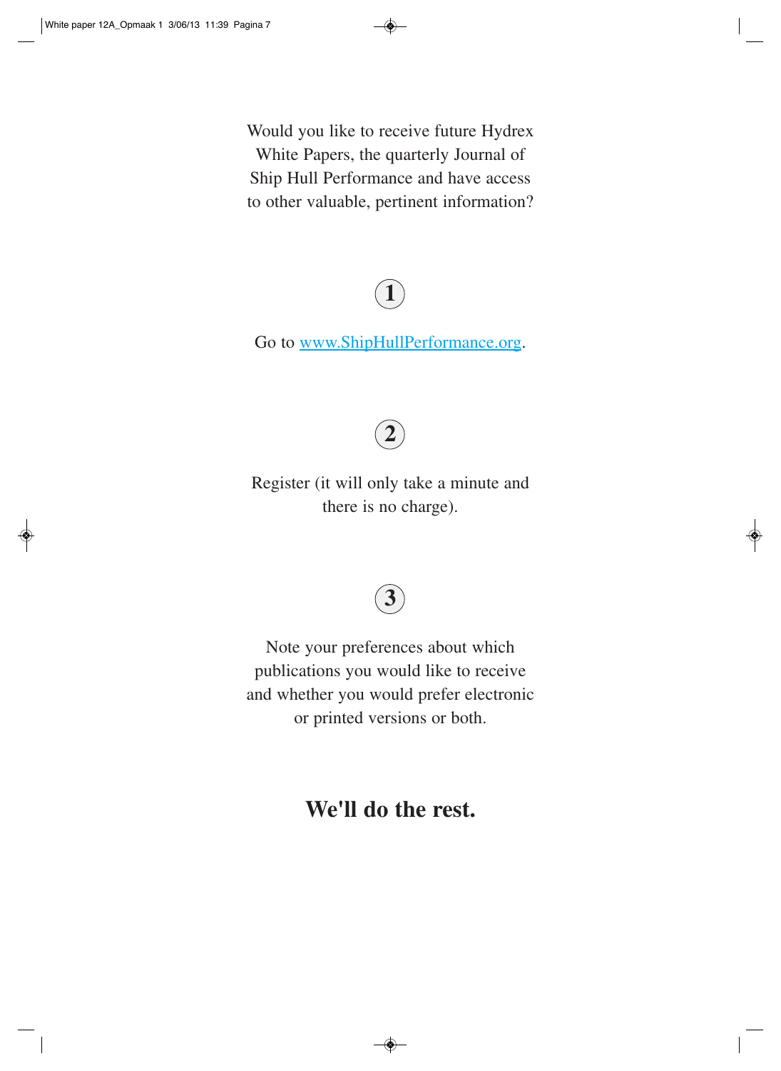Would you like to receive future Hydrex White Papers, the quarterly Journal of Ship Hull Performance and have access to other valuable, pertinent information?

**1**

Go to [www.ShipHullPerformance.org](http://www.ShipHullPerformance.org).

**2**

Register (it will only take a minute and there is no charge).

**3**

Note your preferences about which publications you would like to receive and whether you would prefer electronic or printed versions or both.

## We'll do the rest.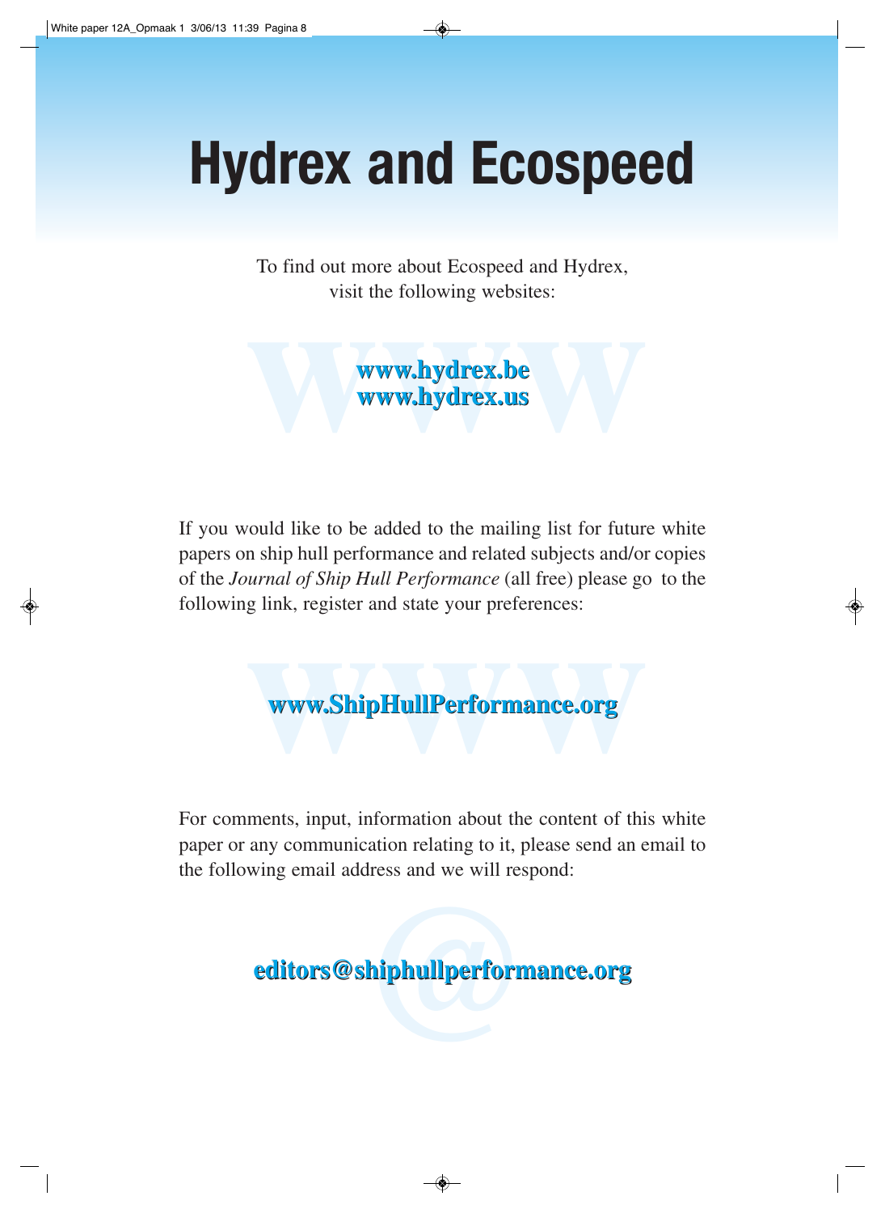# Hydrex and Ecospeed

To find out more about Ecospeed and Hydrex, visit the following websites:

**www.hydrex.be**
**www.hydrex.us**

If you would like to be added to the mailing list for future white papers on ship hull performance and related subjects and/or copies of the *Journal of Ship Hull Performance* (all free) please go to the following link, register and state your preferences:

**www.ShipHullPerformance.org**

For comments, input, information about the content of this white paper or any communication relating to it, please send an email to the following email address and we will respond:

**editors@shiphullperformance.org**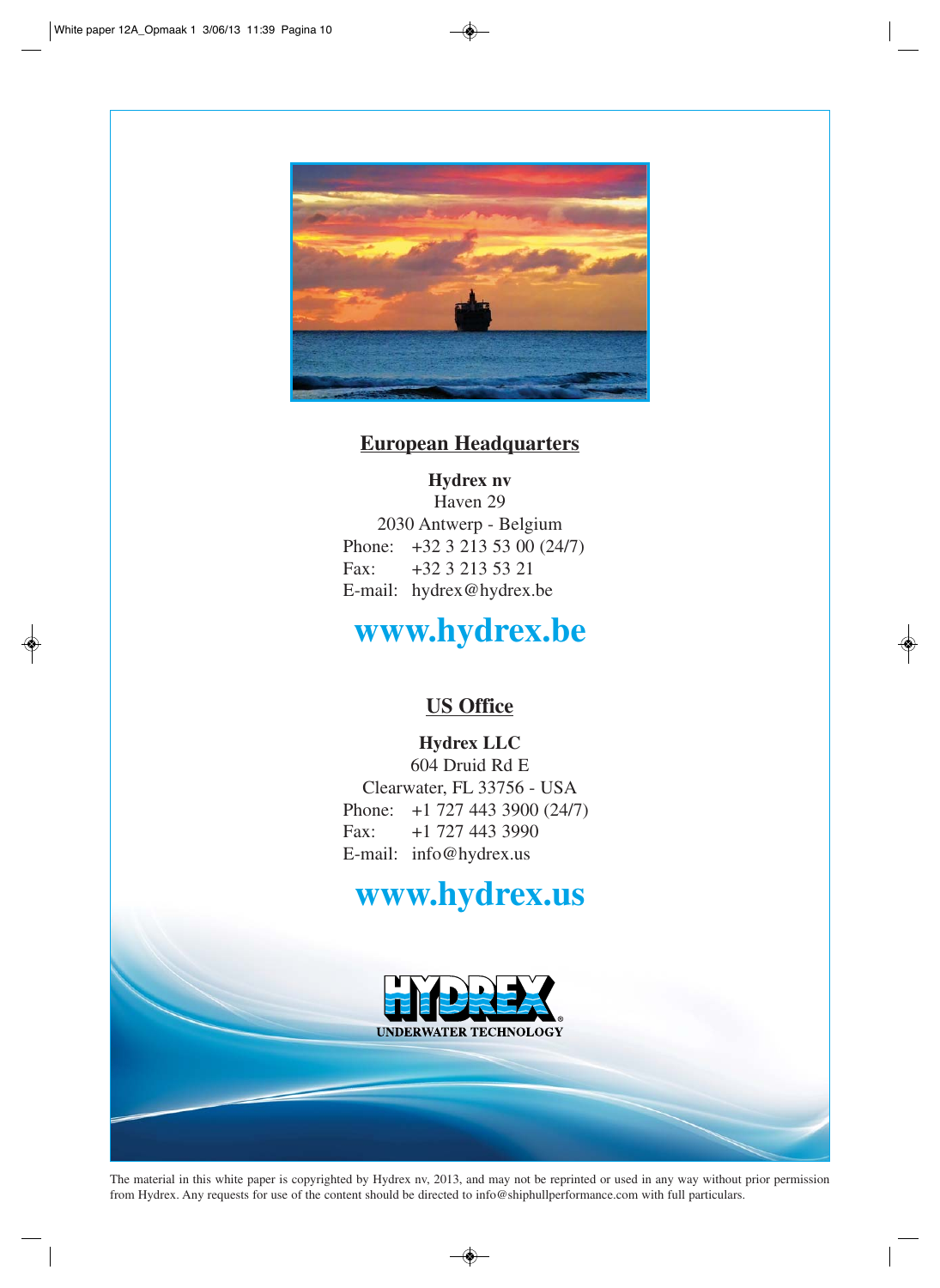## European Headquarters

**Hydrex nv**
Haven 29
2030 Antwerp - Belgium
Phone: +32 3 213 53 00 (24/7)
Fax: +32 3 213 53 21
E-mail: hydrex@hydrex.be

**www.hydrex.be**

## US Office

**Hydrex LLC**
604 Druid Rd E
Clearwater, FL 33756 - USA
Phone: +1 727 443 3900 (24/7)
Fax: +1 727 443 3990
E-mail: info@hydrex.us

**www.hydrex.us**

HYDREX®
UNDERWATER TECHNOLOGY

The material in this white paper is copyrighted by Hydrex nv, 2013, and may not be reprinted or used in any way without prior permission from Hydrex. Any requests for use of the content should be directed to info@shiphullperformance.com with full particulars.